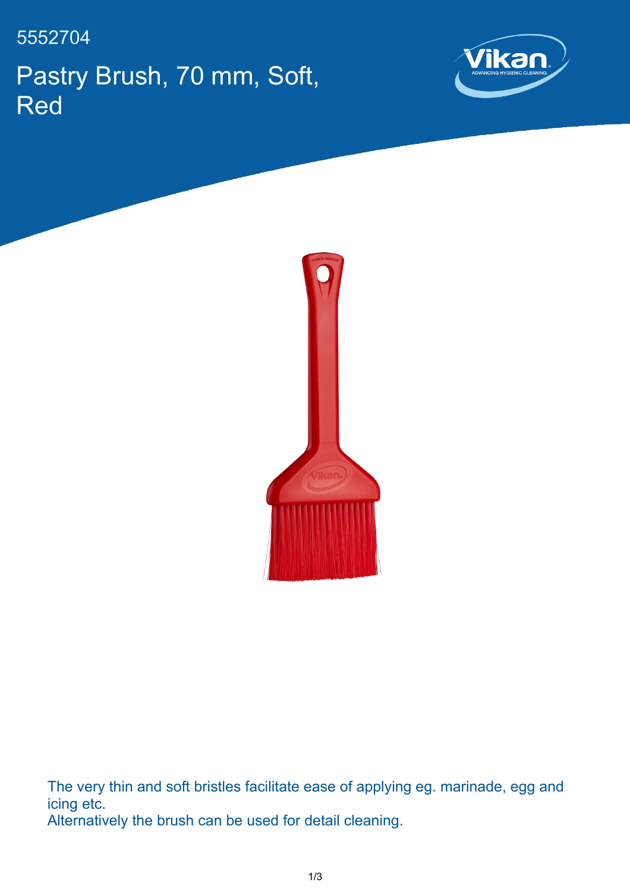5552704

# Pastry Brush, 70 mm, Soft, Red

The very thin and soft bristles facilitate ease of applying eg. marinade, egg and icing etc.
Alternatively the brush can be used for detail cleaning.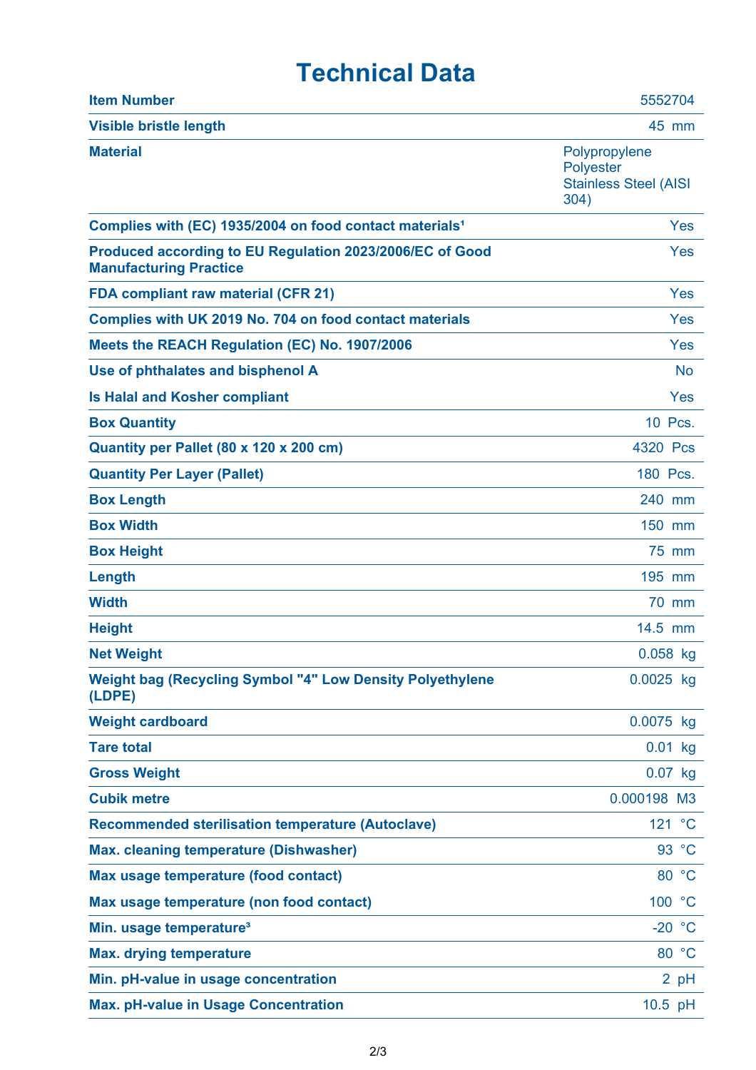# Technical Data

| | |
|---|---|
| **Item Number** | 5552704 |
| **Visible bristle length** | 45 mm |
| **Material** | Polypropylene<br>Polyester<br>Stainless Steel (AISI 304) |
| **Complies with (EC) 1935/2004 on food contact materials[1]** | Yes |
| **Produced according to EU Regulation 2023/2006/EC of Good Manufacturing Practice** | Yes |
| **FDA compliant raw material (CFR 21)** | Yes |
| **Complies with UK 2019 No. 704 on food contact materials** | Yes |
| **Meets the REACH Regulation (EC) No. 1907/2006** | Yes |
| **Use of phthalates and bisphenol A** | No |
| **Is Halal and Kosher compliant** | Yes |
| **Box Quantity** | 10 Pcs. |
| **Quantity per Pallet (80 x 120 x 200 cm)** | 4320 Pcs |
| **Quantity Per Layer (Pallet)** | 180 Pcs. |
| **Box Length** | 240 mm |
| **Box Width** | 150 mm |
| **Box Height** | 75 mm |
| **Length** | 195 mm |
| **Width** | 70 mm |
| **Height** | 14.5 mm |
| **Net Weight** | 0.058 kg |
| **Weight bag (Recycling Symbol "4" Low Density Polyethylene (LDPE)** | 0.0025 kg |
| **Weight cardboard** | 0.0075 kg |
| **Tare total** | 0.01 kg |
| **Gross Weight** | 0.07 kg |
| **Cubik metre** | 0.000198 M3 |
| **Recommended sterilisation temperature (Autoclave)** | 121 °C |
| **Max. cleaning temperature (Dishwasher)** | 93 °C |
| **Max usage temperature (food contact)** | 80 °C |
| **Max usage temperature (non food contact)** | 100 °C |
| **Min. usage temperature[3]** | -20 °C |
| **Max. drying temperature** | 80 °C |
| **Min. pH-value in usage concentration** | 2 pH |
| **Max. pH-value in Usage Concentration** | 10.5 pH |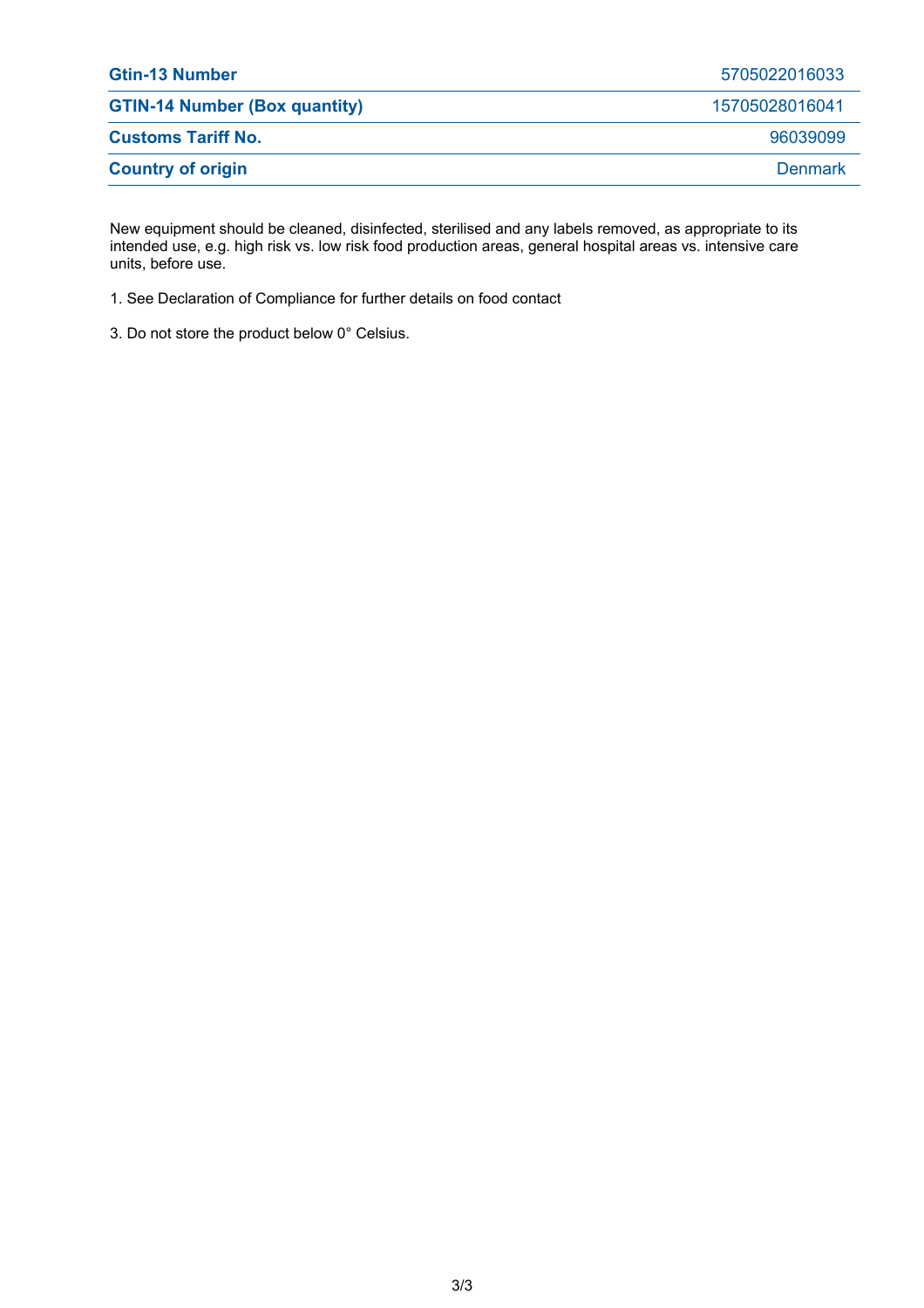| | |
|---|---|
| **Gtin-13 Number** | 5705022016033 |
| **GTIN-14 Number (Box quantity)** | 15705028016041 |
| **Customs Tariff No.** | 96039099 |
| **Country of origin** | Denmark |

New equipment should be cleaned, disinfected, sterilised and any labels removed, as appropriate to its intended use, e.g. high risk vs. low risk food production areas, general hospital areas vs. intensive care units, before use.

1. See Declaration of Compliance for further details on food contact

3. Do not store the product below 0° Celsius.